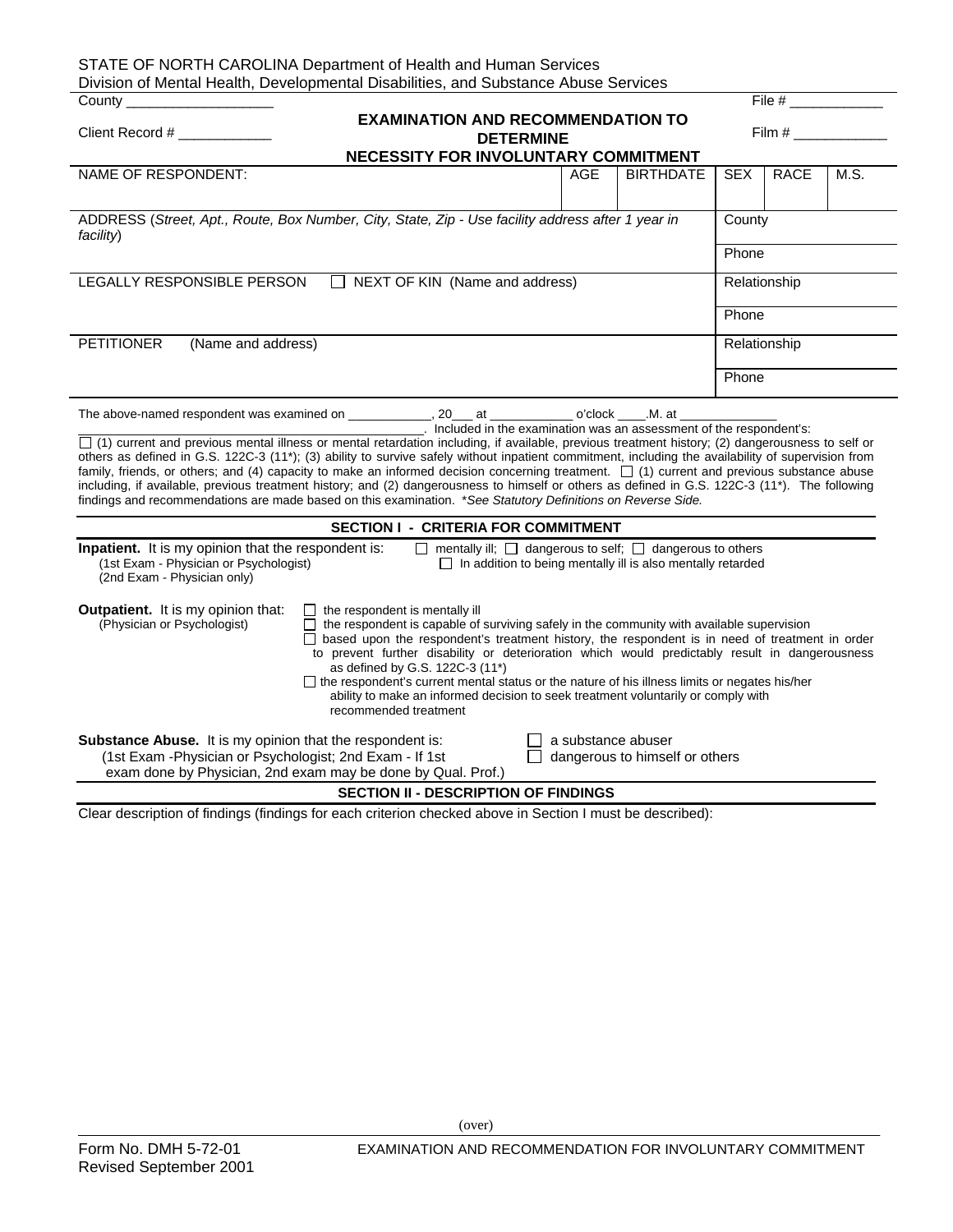STATE OF NORTH CAROLINA Department of Health and Human Services
Division of Mental Health, Developmental Disabilities, and Substance Abuse Services

County ___________________ File # ____________

Client Record # ____________ Film # ____________

# EXAMINATION AND RECOMMENDATION TO DETERMINE NECESSITY FOR INVOLUNTARY COMMITMENT

| NAME OF RESPONDENT: | AGE | BIRTHDATE | SEX | RACE | M.S. |
|---|---|---|---|---|---|
| | | | | | |

| ADDRESS (*Street, Apt., Route, Box Number, City, State, Zip - Use facility address after 1 year in facility*) | County |
|---|---|
| | Phone |
| LEGALLY RESPONSIBLE PERSON ☐ NEXT OF KIN (Name and address) | Relationship |
| | Phone |
| PETITIONER (Name and address) | Relationship |
| | Phone |

The above-named respondent was examined on ____________, 20___ at ____________ o'clock ____.M. at ______________ ______________________________________________. Included in the examination was an assessment of the respondent's: ☐ (1) current and previous mental illness or mental retardation including, if available, previous treatment history; (2) dangerousness to self or others as defined in G.S. 122C-3 (11*); (3) ability to survive safely without inpatient commitment, including the availability of supervision from family, friends, or others; and (4) capacity to make an informed decision concerning treatment. ☐ (1) current and previous substance abuse including, if available, previous treatment history; and (2) dangerousness to himself or others as defined in G.S. 122C-3 (11*). The following findings and recommendations are made based on this examination. *\*See Statutory Definitions on Reverse Side.*

## SECTION I - CRITERIA FOR COMMITMENT

**Inpatient.** It is my opinion that the respondent is: ☐ mentally ill; ☐ dangerous to self; ☐ dangerous to others
(1st Exam - Physician or Psychologist) ☐ In addition to being mentally ill is also mentally retarded
(2nd Exam - Physician only)

**Outpatient.** It is my opinion that: (Physician or Psychologist)
- ☐ the respondent is mentally ill
- ☐ the respondent is capable of surviving safely in the community with available supervision
- ☐ based upon the respondent's treatment history, the respondent is in need of treatment in order to prevent further disability or deterioration which would predictably result in dangerousness as defined by G.S. 122C-3 (11*)
- ☐ the respondent's current mental status or the nature of his illness limits or negates his/her ability to make an informed decision to seek treatment voluntarily or comply with recommended treatment

**Substance Abuse.** It is my opinion that the respondent is: ☐ a substance abuser ☐ dangerous to himself or others
(1st Exam -Physician or Psychologist; 2nd Exam - If 1st exam done by Physician, 2nd exam may be done by Qual. Prof.)

## SECTION II - DESCRIPTION OF FINDINGS

Clear description of findings (findings for each criterion checked above in Section I must be described):

(over)

Form No. DMH 5-72-01
Revised September 2001

EXAMINATION AND RECOMMENDATION FOR INVOLUNTARY COMMITMENT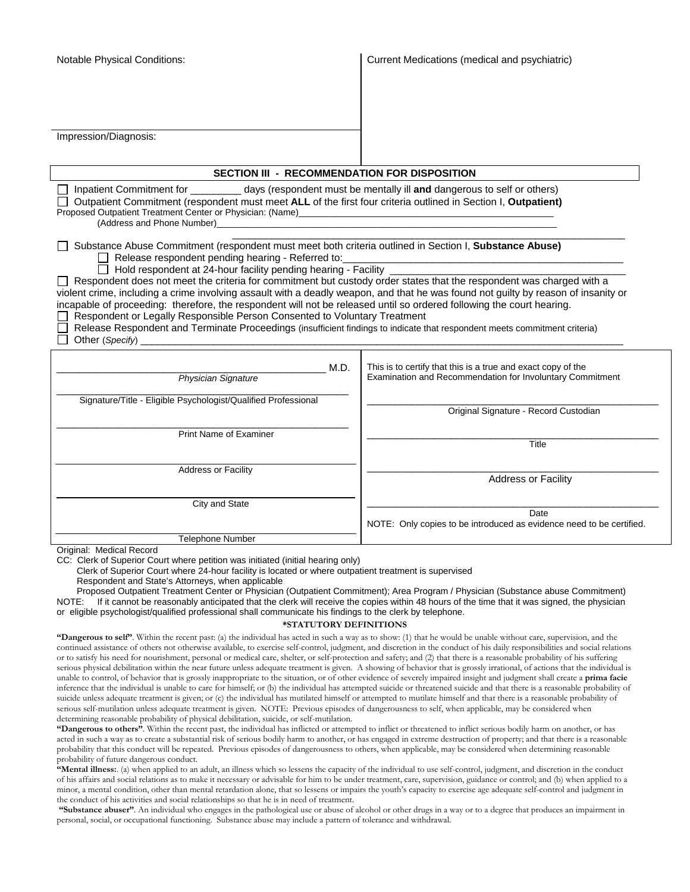Notable Physical Conditions:

Current Medications (medical and psychiatric)

Impression/Diagnosis:

## SECTION III - RECOMMENDATION FOR DISPOSITION

☐ Inpatient Commitment for _________ days (respondent must be mentally ill **and** dangerous to self or others)

☐ Outpatient Commitment (respondent must meet **ALL** of the first four criteria outlined in Section I, **Outpatient)**

Proposed Outpatient Treatment Center or Physician: (Name)_______________________________________________

(Address and Phone Number)_______________________________________________________________

_______________________________________________________________

☐ Substance Abuse Commitment (respondent must meet both criteria outlined in Section I, **Substance Abuse)**

☐ Release respondent pending hearing - Referred to:_______________________________________________

☐ Hold respondent at 24-hour facility pending hearing - Facility _______________________________________

☐ Respondent does not meet the criteria for commitment but custody order states that the respondent was charged with a violent crime, including a crime involving assault with a deadly weapon, and that he was found not guilty by reason of insanity or incapable of proceeding: therefore, the respondent will not be released until so ordered following the court hearing.

☐ Respondent or Legally Responsible Person Consented to Voluntary Treatment

☐ Release Respondent and Terminate Proceedings (insufficient findings to indicate that respondent meets commitment criteria)

☐ Other (*Specify*) _______________________________________________________________

_______________________________________________ M.D.
*Physician Signature*

_______________________________________________
Signature/Title - Eligible Psychologist/Qualified Professional

_______________________________________________
Print Name of Examiner

_______________________________________________
Address or Facility

_______________________________________________
City and State

_______________________________________________
Telephone Number

This is to certify that this is a true and exact copy of the Examination and Recommendation for Involuntary Commitment

_______________________________________________
Original Signature - Record Custodian

_______________________________________________
Title

_______________________________________________
Address or Facility

_______________________________________________
Date

NOTE: Only copies to be introduced as evidence need to be certified.

Original: Medical Record

CC: Clerk of Superior Court where petition was initiated (initial hearing only)

Clerk of Superior Court where 24-hour facility is located or where outpatient treatment is supervised

Respondent and State's Attorneys, when applicable

Proposed Outpatient Treatment Center or Physician (Outpatient Commitment); Area Program / Physician (Substance abuse Commitment)

NOTE: If it cannot be reasonably anticipated that the clerk will receive the copies within 48 hours of the time that it was signed, the physician or eligible psychologist/qualified professional shall communicate his findings to the clerk by telephone.

### *STATUTORY DEFINITIONS

**"Dangerous to self"**. Within the recent past: (a) the individual has acted in such a way as to show: (1) that he would be unable without care, supervision, and the continued assistance of others not otherwise available, to exercise self-control, judgment, and discretion in the conduct of his daily responsibilities and social relations or to satisfy his need for nourishment, personal or medical care, shelter, or self-protection and safety; and (2) that there is a reasonable probability of his suffering serious physical debilitation within the near future unless adequate treatment is given. A showing of behavior that is grossly irrational, of actions that the individual is unable to control, of behavior that is grossly inappropriate to the situation, or of other evidence of severely impaired insight and judgment shall create a **prima facie** inference that the individual is unable to care for himself; or (b) the individual has attempted suicide or threatened suicide and that there is a reasonable probability of suicide unless adequate treatment is given; or (c) the individual has mutilated himself or attempted to mutilate himself and that there is a reasonable probability of serious self-mutilation unless adequate treatment is given. NOTE: Previous episodes of dangerousness to self, when applicable, may be considered when determining reasonable probability of physical debilitation, suicide, or self-mutilation.

**"Dangerous to others"**. Within the recent past, the individual has inflicted or attempted to inflict or threatened to inflict serious bodily harm on another, or has acted in such a way as to create a substantial risk of serious bodily harm to another, or has engaged in extreme destruction of property; and that there is a reasonable probability that this conduct will be repeated. Previous episodes of dangerousness to others, when applicable, may be considered when determining reasonable probability of future dangerous conduct.

**"Mental illness:**. (a) when applied to an adult, an illness which so lessens the capacity of the individual to use self-control, judgment, and discretion in the conduct of his affairs and social relations as to make it necessary or advisable for him to be under treatment, care, supervision, guidance or control; and (b) when applied to a minor, a mental condition, other than mental retardation alone, that so lessens or impairs the youth's capacity to exercise age adequate self-control and judgment in the conduct of his activities and social relationships so that he is in need of treatment.

**"Substance abuser"**. An individual who engages in the pathological use or abuse of alcohol or other drugs in a way or to a degree that produces an impairment in personal, social, or occupational functioning. Substance abuse may include a pattern of tolerance and withdrawal.